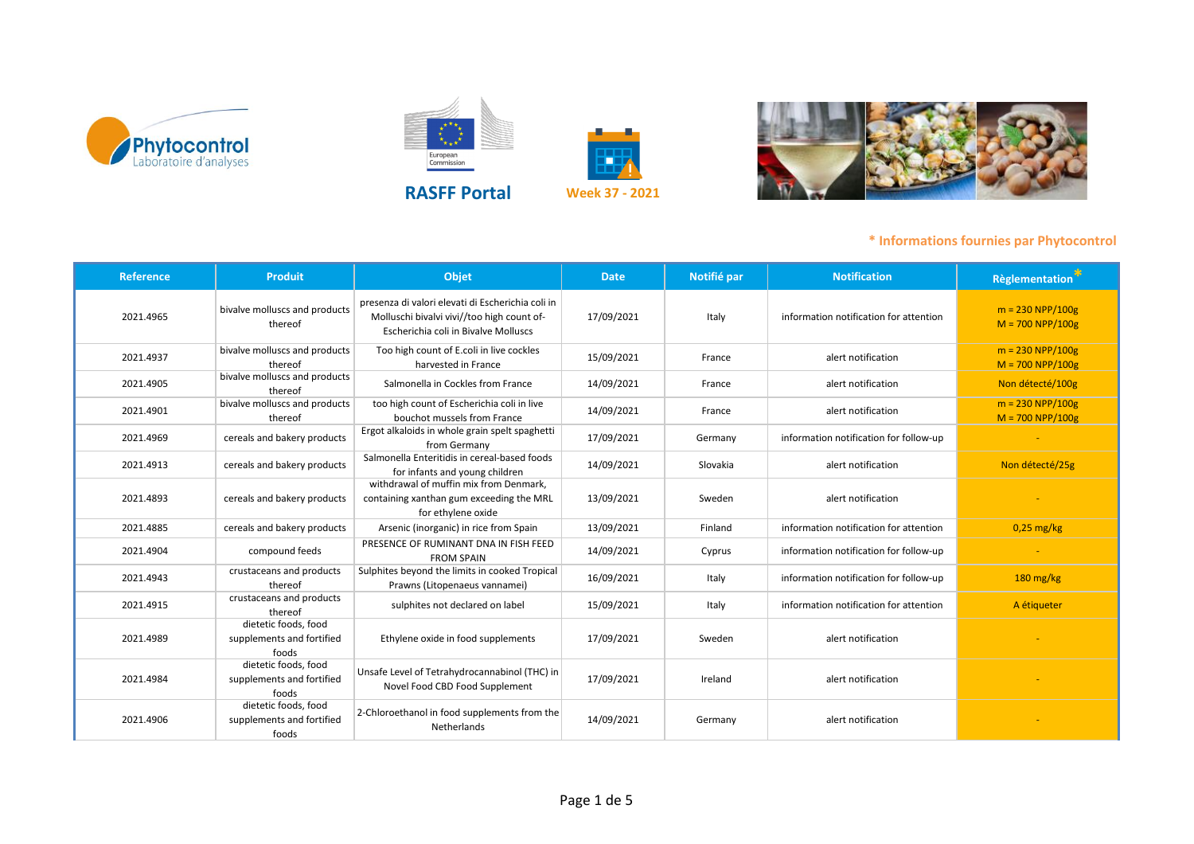Phytocontrol Laboratoire d'analyses

RASFF Portal

Week 37 - 2021

\* Informations fournies par Phytocontrol

| Reference | Produit | Objet | Date | Notifié par | Notification | Règlementation * |
|---|---|---|---|---|---|---|
| 2021.4965 | bivalve molluscs and products thereof | presenza di valori elevati di Escherichia coli in Molluschi bivalvi vivi//too high count of- Escherichia coli in Bivalve Molluscs | 17/09/2021 | Italy | information notification for attention | m = 230 NPP/100g<br>M = 700 NPP/100g |
| 2021.4937 | bivalve molluscs and products thereof | Too high count of E.coli in live cockles harvested in France | 15/09/2021 | France | alert notification | m = 230 NPP/100g<br>M = 700 NPP/100g |
| 2021.4905 | bivalve molluscs and products thereof | Salmonella in Cockles from France | 14/09/2021 | France | alert notification | Non détecté/100g |
| 2021.4901 | bivalve molluscs and products thereof | too high count of Escherichia coli in live bouchot mussels from France | 14/09/2021 | France | alert notification | m = 230 NPP/100g<br>M = 700 NPP/100g |
| 2021.4969 | cereals and bakery products | Ergot alkaloids in whole grain spelt spaghetti from Germany | 17/09/2021 | Germany | information notification for follow-up | - |
| 2021.4913 | cereals and bakery products | Salmonella Enteritidis in cereal-based foods for infants and young children | 14/09/2021 | Slovakia | alert notification | Non détecté/25g |
| 2021.4893 | cereals and bakery products | withdrawal of muffin mix from Denmark, containing xanthan gum exceeding the MRL for ethylene oxide | 13/09/2021 | Sweden | alert notification | - |
| 2021.4885 | cereals and bakery products | Arsenic (inorganic) in rice from Spain | 13/09/2021 | Finland | information notification for attention | 0,25 mg/kg |
| 2021.4904 | compound feeds | PRESENCE OF RUMINANT DNA IN FISH FEED FROM SPAIN | 14/09/2021 | Cyprus | information notification for follow-up | - |
| 2021.4943 | crustaceans and products thereof | Sulphites beyond the limits in cooked Tropical Prawns (Litopenaeus vannamei) | 16/09/2021 | Italy | information notification for follow-up | 180 mg/kg |
| 2021.4915 | crustaceans and products thereof | sulphites not declared on label | 15/09/2021 | Italy | information notification for attention | A étiqueter |
| 2021.4989 | dietetic foods, food supplements and fortified foods | Ethylene oxide in food supplements | 17/09/2021 | Sweden | alert notification | - |
| 2021.4984 | dietetic foods, food supplements and fortified foods | Unsafe Level of Tetrahydrocannabinol (THC) in Novel Food CBD Food Supplement | 17/09/2021 | Ireland | alert notification | - |
| 2021.4906 | dietetic foods, food supplements and fortified foods | 2-Chloroethanol in food supplements from the Netherlands | 14/09/2021 | Germany | alert notification | - |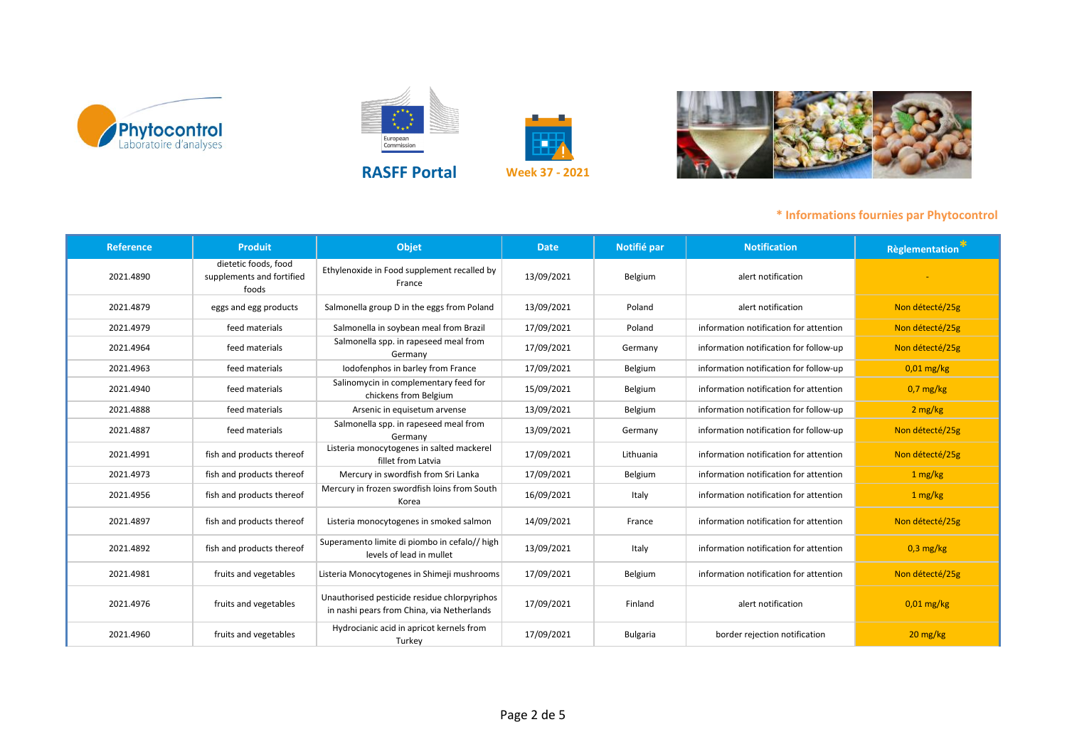Phytocontrol
Laboratoire d'analyses

**RASFF Portal**

**Week 37 - 2021**

**\* Informations fournies par Phytocontrol**

| Reference | Produit | Objet | Date | Notifié par | Notification | Règlementation* |
|---|---|---|---|---|---|---|
| 2021.4890 | dietetic foods, food supplements and fortified foods | Ethylenoxide in Food supplement recalled by France | 13/09/2021 | Belgium | alert notification | - |
| 2021.4879 | eggs and egg products | Salmonella group D in the eggs from Poland | 13/09/2021 | Poland | alert notification | Non détecté/25g |
| 2021.4979 | feed materials | Salmonella in soybean meal from Brazil | 17/09/2021 | Poland | information notification for attention | Non détecté/25g |
| 2021.4964 | feed materials | Salmonella spp. in rapeseed meal from Germany | 17/09/2021 | Germany | information notification for follow-up | Non détecté/25g |
| 2021.4963 | feed materials | Iodofenphos in barley from France | 17/09/2021 | Belgium | information notification for follow-up | 0,01 mg/kg |
| 2021.4940 | feed materials | Salinomycin in complementary feed for chickens from Belgium | 15/09/2021 | Belgium | information notification for attention | 0,7 mg/kg |
| 2021.4888 | feed materials | Arsenic in equisetum arvense | 13/09/2021 | Belgium | information notification for follow-up | 2 mg/kg |
| 2021.4887 | feed materials | Salmonella spp. in rapeseed meal from Germany | 13/09/2021 | Germany | information notification for follow-up | Non détecté/25g |
| 2021.4991 | fish and products thereof | Listeria monocytogenes in salted mackerel fillet from Latvia | 17/09/2021 | Lithuania | information notification for attention | Non détecté/25g |
| 2021.4973 | fish and products thereof | Mercury in swordfish from Sri Lanka | 17/09/2021 | Belgium | information notification for attention | 1 mg/kg |
| 2021.4956 | fish and products thereof | Mercury in frozen swordfish loins from South Korea | 16/09/2021 | Italy | information notification for attention | 1 mg/kg |
| 2021.4897 | fish and products thereof | Listeria monocytogenes in smoked salmon | 14/09/2021 | France | information notification for attention | Non détecté/25g |
| 2021.4892 | fish and products thereof | Superamento limite di piombo in cefalo// high levels of lead in mullet | 13/09/2021 | Italy | information notification for attention | 0,3 mg/kg |
| 2021.4981 | fruits and vegetables | Listeria Monocytogenes in Shimeji mushrooms | 17/09/2021 | Belgium | information notification for attention | Non détecté/25g |
| 2021.4976 | fruits and vegetables | Unauthorised pesticide residue chlorpyriphos in nashi pears from China, via Netherlands | 17/09/2021 | Finland | alert notification | 0,01 mg/kg |
| 2021.4960 | fruits and vegetables | Hydrocianic acid in apricot kernels from Turkey | 17/09/2021 | Bulgaria | border rejection notification | 20 mg/kg |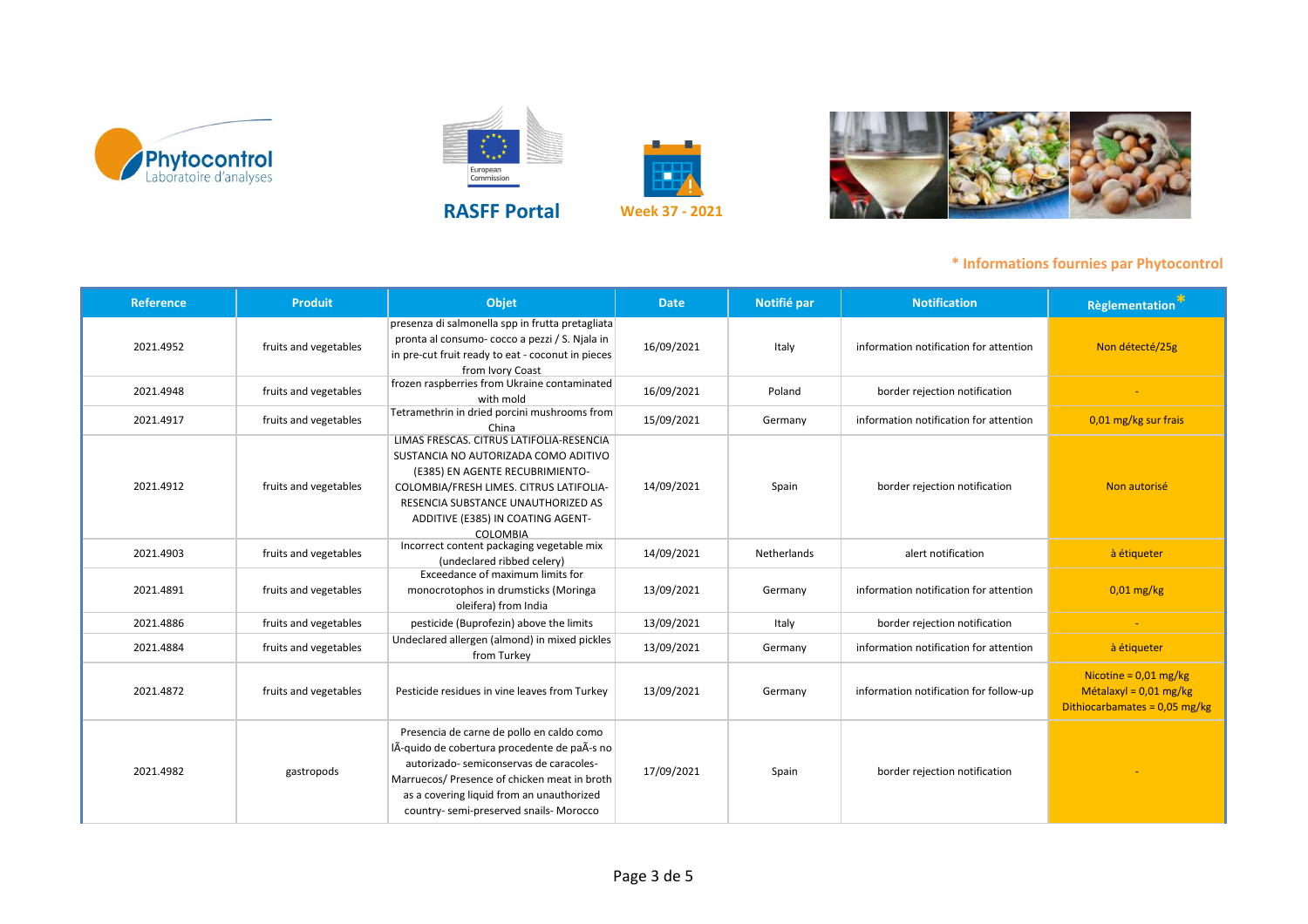RASFF Portal

Week 37 - 2021

\* Informations fournies par Phytocontrol

| Reference | Produit | Objet | Date | Notifié par | Notification | Règlementation * |
|---|---|---|---|---|---|---|
| 2021.4952 | fruits and vegetables | presenza di salmonella spp in frutta pretagliata pronta al consumo- cocco a pezzi / S. Njala in in pre-cut fruit ready to eat - coconut in pieces from Ivory Coast | 16/09/2021 | Italy | information notification for attention | Non détecté/25g |
| 2021.4948 | fruits and vegetables | frozen raspberries from Ukraine contaminated with mold | 16/09/2021 | Poland | border rejection notification | - |
| 2021.4917 | fruits and vegetables | Tetramethrin in dried porcini mushrooms from China | 15/09/2021 | Germany | information notification for attention | 0,01 mg/kg sur frais |
| 2021.4912 | fruits and vegetables | LIMAS FRESCAS. CITRUS LATIFOLIA-RESENCIA SUSTANCIA NO AUTORIZADA COMO ADITIVO (E385) EN AGENTE RECUBRIMIENTO-COLOMBIA/FRESH LIMES. CITRUS LATIFOLIA-RESENCIA SUBSTANCE UNAUTHORIZED AS ADDITIVE (E385) IN COATING AGENT-COLOMBIA | 14/09/2021 | Spain | border rejection notification | Non autorisé |
| 2021.4903 | fruits and vegetables | Incorrect content packaging vegetable mix (undeclared ribbed celery) | 14/09/2021 | Netherlands | alert notification | à étiqueter |
| 2021.4891 | fruits and vegetables | Exceedance of maximum limits for monocrotophos in drumsticks (Moringa oleifera) from India | 13/09/2021 | Germany | information notification for attention | 0,01 mg/kg |
| 2021.4886 | fruits and vegetables | pesticide (Buprofezin) above the limits | 13/09/2021 | Italy | border rejection notification | - |
| 2021.4884 | fruits and vegetables | Undeclared allergen (almond) in mixed pickles from Turkey | 13/09/2021 | Germany | information notification for attention | à étiqueter |
| 2021.4872 | fruits and vegetables | Pesticide residues in vine leaves from Turkey | 13/09/2021 | Germany | information notification for follow-up | Nicotine = 0,01 mg/kg<br>Métalaxyl = 0,01 mg/kg<br>Dithiocarbamates = 0,05 mg/kg |
| 2021.4982 | gastropods | Presencia de carne de pollo en caldo como lÃ-quido de cobertura procedente de paÃ-s no autorizado- semiconservas de caracoles-Marruecos/ Presence of chicken meat in broth as a covering liquid from an unauthorized country- semi-preserved snails- Morocco | 17/09/2021 | Spain | border rejection notification | - |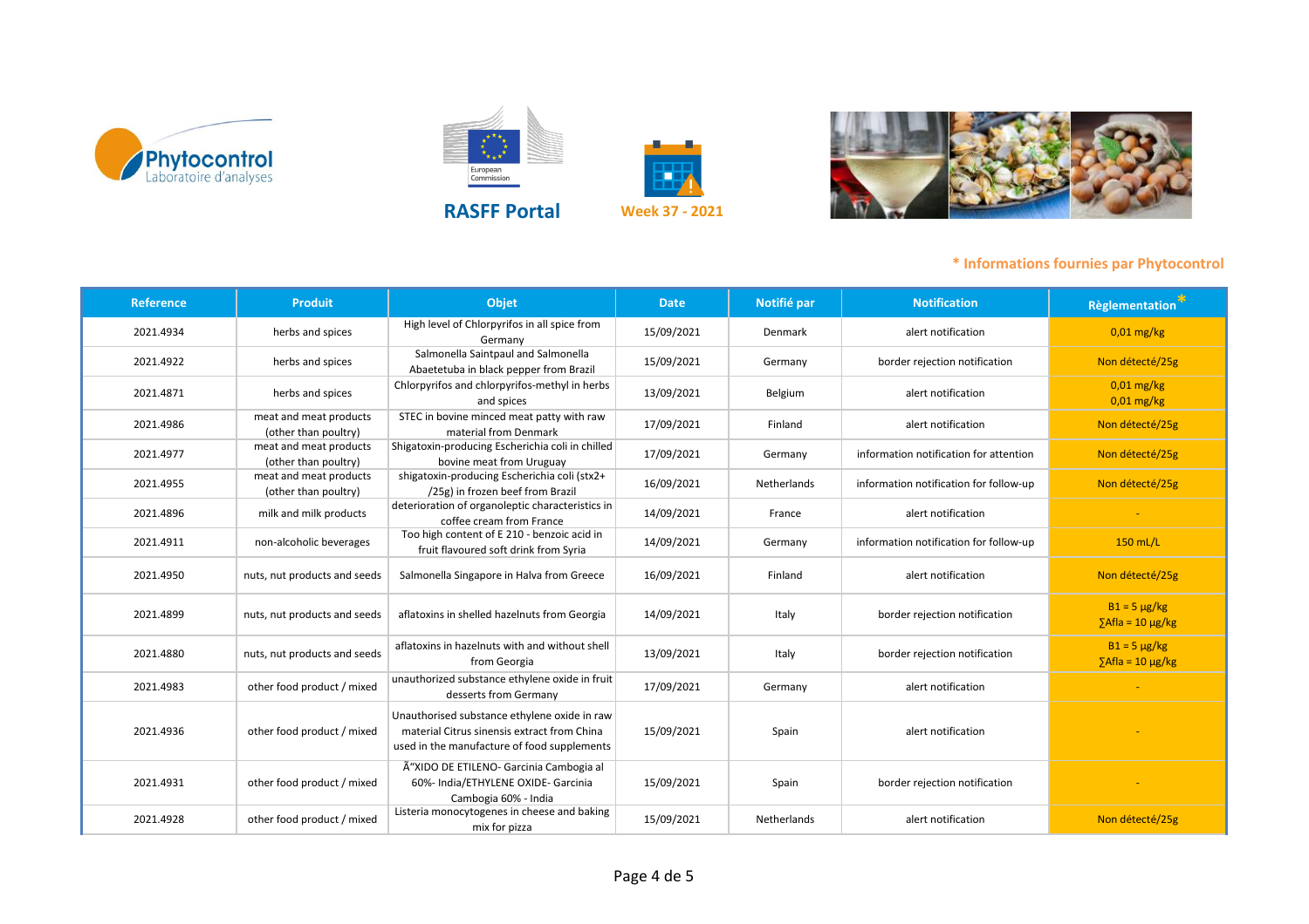RASFF Portal

Week 37 - 2021

*** Informations fournies par Phytocontrol**

| Reference | Produit | Objet | Date | Notifié par | Notification | Règlementation * |
|---|---|---|---|---|---|---|
| 2021.4934 | herbs and spices | High level of Chlorpyrifos in all spice from Germany | 15/09/2021 | Denmark | alert notification | 0,01 mg/kg |
| 2021.4922 | herbs and spices | Salmonella Saintpaul and Salmonella Abaetetuba in black pepper from Brazil | 15/09/2021 | Germany | border rejection notification | Non détecté/25g |
| 2021.4871 | herbs and spices | Chlorpyrifos and chlorpyrifos-methyl in herbs and spices | 13/09/2021 | Belgium | alert notification | 0,01 mg/kg<br>0,01 mg/kg |
| 2021.4986 | meat and meat products (other than poultry) | STEC in bovine minced meat patty with raw material from Denmark | 17/09/2021 | Finland | alert notification | Non détecté/25g |
| 2021.4977 | meat and meat products (other than poultry) | Shigatoxin-producing Escherichia coli in chilled bovine meat from Uruguay | 17/09/2021 | Germany | information notification for attention | Non détecté/25g |
| 2021.4955 | meat and meat products (other than poultry) | shigatoxin-producing Escherichia coli (stx2+ /25g) in frozen beef from Brazil | 16/09/2021 | Netherlands | information notification for follow-up | Non détecté/25g |
| 2021.4896 | milk and milk products | deterioration of organoleptic characteristics in coffee cream from France | 14/09/2021 | France | alert notification | - |
| 2021.4911 | non-alcoholic beverages | Too high content of E 210 - benzoic acid in fruit flavoured soft drink from Syria | 14/09/2021 | Germany | information notification for follow-up | 150 mL/L |
| 2021.4950 | nuts, nut products and seeds | Salmonella Singapore in Halva from Greece | 16/09/2021 | Finland | alert notification | Non détecté/25g |
| 2021.4899 | nuts, nut products and seeds | aflatoxins in shelled hazelnuts from Georgia | 14/09/2021 | Italy | border rejection notification | B1 = 5 µg/kg<br>∑Afla = 10 µg/kg |
| 2021.4880 | nuts, nut products and seeds | aflatoxins in hazelnuts with and without shell from Georgia | 13/09/2021 | Italy | border rejection notification | B1 = 5 µg/kg<br>∑Afla = 10 µg/kg |
| 2021.4983 | other food product / mixed | unauthorized substance ethylene oxide in fruit desserts from Germany | 17/09/2021 | Germany | alert notification | - |
| 2021.4936 | other food product / mixed | Unauthorised substance ethylene oxide in raw material Citrus sinensis extract from China used in the manufacture of food supplements | 15/09/2021 | Spain | alert notification | - |
| 2021.4931 | other food product / mixed | Ã"XIDO DE ETILENO- Garcinia Cambogia al 60%- India/ETHYLENE OXIDE- Garcinia Cambogia 60% - India | 15/09/2021 | Spain | border rejection notification | - |
| 2021.4928 | other food product / mixed | Listeria monocytogenes in cheese and baking mix for pizza | 15/09/2021 | Netherlands | alert notification | Non détecté/25g |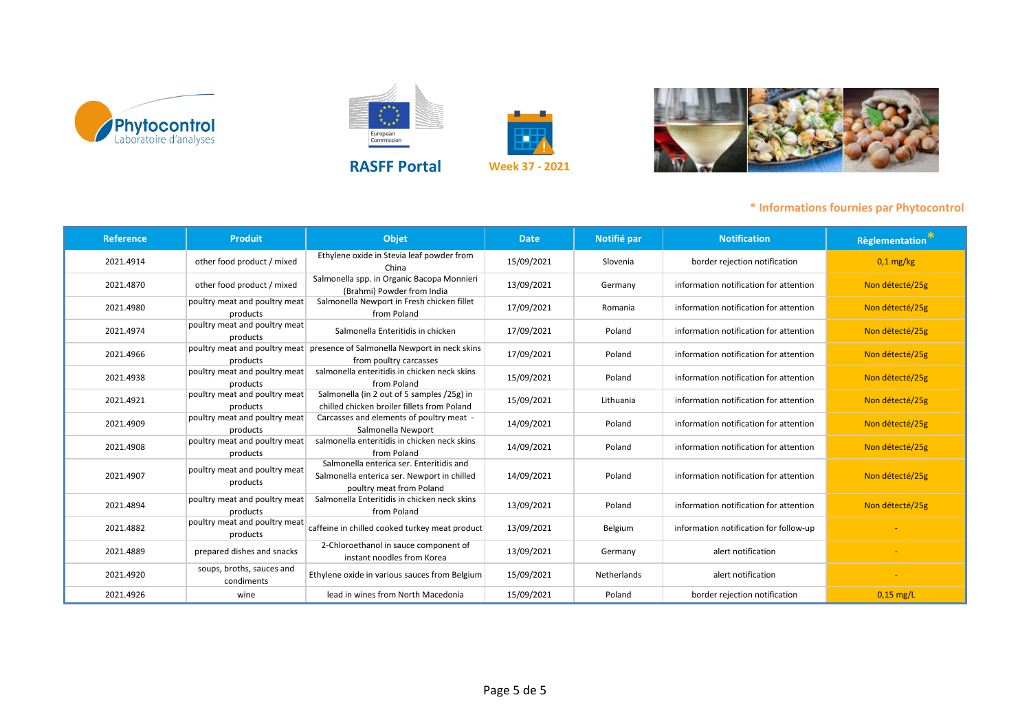Phytocontrol Laboratoire d'analyses

RASFF Portal

Week 37 - 2021

**\* Informations fournies par Phytocontrol**

| Reference | Produit | Objet | Date | Notifié par | Notification | Règlementation* |
|---|---|---|---|---|---|---|
| 2021.4914 | other food product / mixed | Ethylene oxide in Stevia leaf powder from China | 15/09/2021 | Slovenia | border rejection notification | 0,1 mg/kg |
| 2021.4870 | other food product / mixed | Salmonella spp. in Organic Bacopa Monnieri (Brahmi) Powder from India | 13/09/2021 | Germany | information notification for attention | Non détecté/25g |
| 2021.4980 | poultry meat and poultry meat products | Salmonella Newport in Fresh chicken fillet from Poland | 17/09/2021 | Romania | information notification for attention | Non détecté/25g |
| 2021.4974 | poultry meat and poultry meat products | Salmonella Enteritidis in chicken | 17/09/2021 | Poland | information notification for attention | Non détecté/25g |
| 2021.4966 | poultry meat and poultry meat products | presence of Salmonella Newport in neck skins from poultry carcasses | 17/09/2021 | Poland | information notification for attention | Non détecté/25g |
| 2021.4938 | poultry meat and poultry meat products | salmonella enteritidis in chicken neck skins from Poland | 15/09/2021 | Poland | information notification for attention | Non détecté/25g |
| 2021.4921 | poultry meat and poultry meat products | Salmonella (in 2 out of 5 samples /25g) in chilled chicken broiler fillets from Poland | 15/09/2021 | Lithuania | information notification for attention | Non détecté/25g |
| 2021.4909 | poultry meat and poultry meat products | Carcasses and elements of poultry meat - Salmonella Newport | 14/09/2021 | Poland | information notification for attention | Non détecté/25g |
| 2021.4908 | poultry meat and poultry meat products | salmonella enteritidis in chicken neck skins from Poland | 14/09/2021 | Poland | information notification for attention | Non détecté/25g |
| 2021.4907 | poultry meat and poultry meat products | Salmonella enterica ser. Enteritidis and Salmonella enterica ser. Newport in chilled poultry meat from Poland | 14/09/2021 | Poland | information notification for attention | Non détecté/25g |
| 2021.4894 | poultry meat and poultry meat products | Salmonella Enteritidis in chicken neck skins from Poland | 13/09/2021 | Poland | information notification for attention | Non détecté/25g |
| 2021.4882 | poultry meat and poultry meat products | caffeine in chilled cooked turkey meat product | 13/09/2021 | Belgium | information notification for follow-up | - |
| 2021.4889 | prepared dishes and snacks | 2-Chloroethanol in sauce component of instant noodles from Korea | 13/09/2021 | Germany | alert notification | - |
| 2021.4920 | soups, broths, sauces and condiments | Ethylene oxide in various sauces from Belgium | 15/09/2021 | Netherlands | alert notification | - |
| 2021.4926 | wine | lead in wines from North Macedonia | 15/09/2021 | Poland | border rejection notification | 0,15 mg/L |